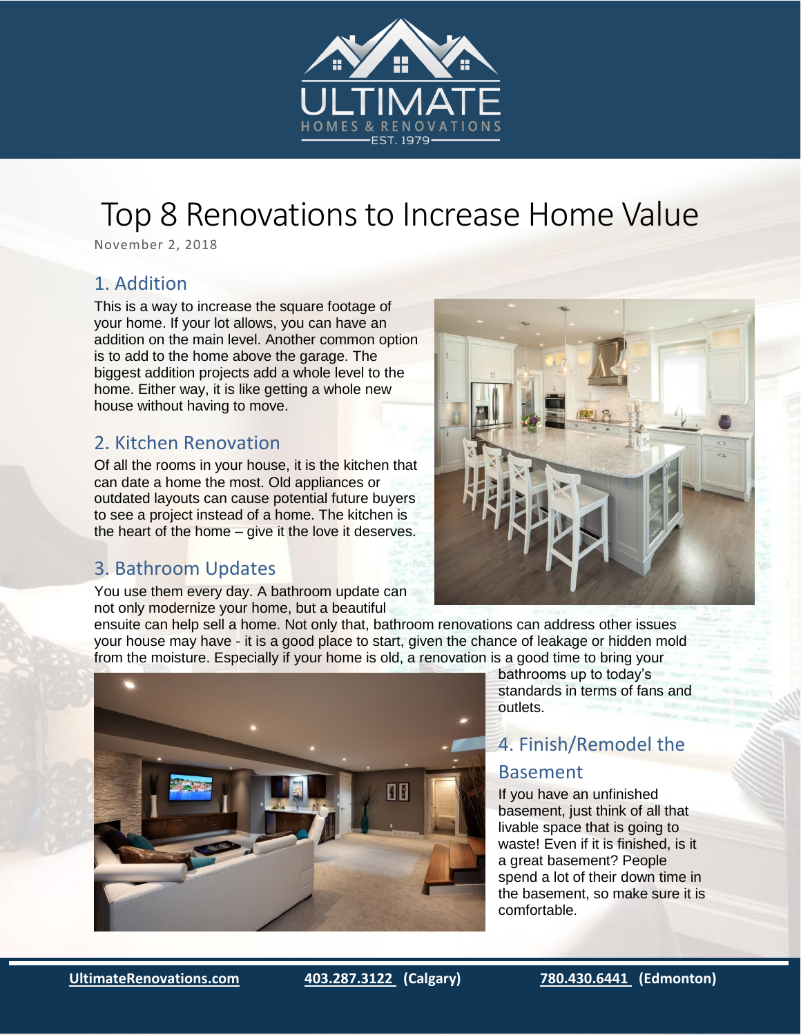ULTIMATE

HOMES & RENOVATIONS

EST. 1979

# Top 8 Renovations to Increase Home Value

November 2, 2018

## 1. Addition

This is a way to increase the square footage of your home. If your lot allows, you can have an addition on the main level. Another common option is to add to the home above the garage. The biggest addition projects add a whole level to the home. Either way, it is like getting a whole new house without having to move.

## 2. Kitchen Renovation

Of all the rooms in your house, it is the kitchen that can date a home the most. Old appliances or outdated layouts can cause potential future buyers to see a project instead of a home. The kitchen is the heart of the home – give it the love it deserves.

## 3. Bathroom Updates

You use them every day. A bathroom update can not only modernize your home, but a beautiful ensuite can help sell a home. Not only that, bathroom renovations can address other issues your house may have - it is a good place to start, given the chance of leakage or hidden mold from the moisture. Especially if your home is old, a renovation is a good time to bring your bathrooms up to today's standards in terms of fans and outlets.

## 4. Finish/Remodel the Basement

If you have an unfinished basement, just think of all that livable space that is going to waste! Even if it is finished, is it a great basement? People spend a lot of their down time in the basement, so make sure it is comfortable.

UltimateRenovations.com 403.287.3122 (Calgary) 780.430.6441 (Edmonton)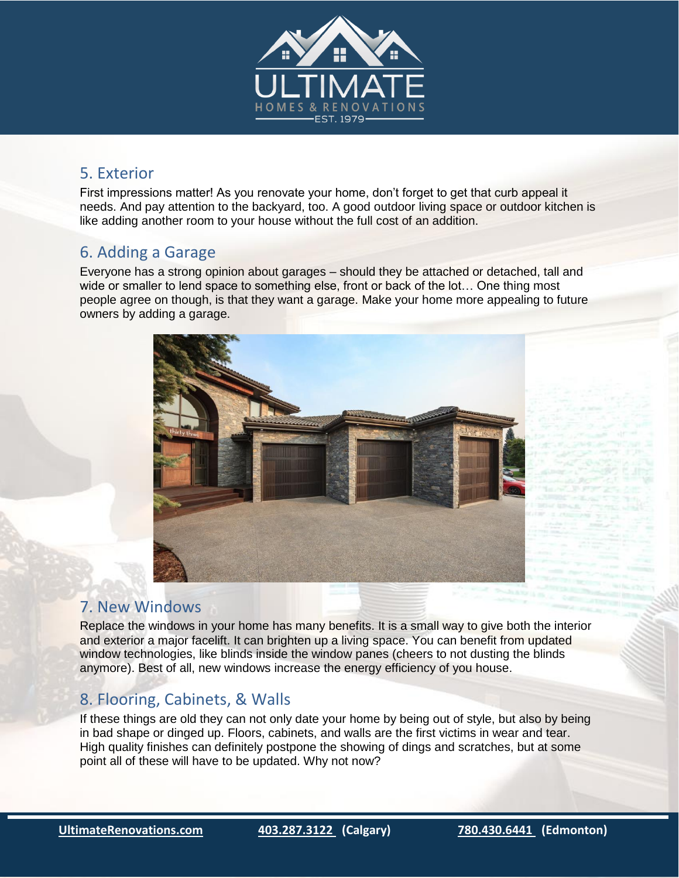## 5. Exterior

First impressions matter! As you renovate your home, don't forget to get that curb appeal it needs. And pay attention to the backyard, too. A good outdoor living space or outdoor kitchen is like adding another room to your house without the full cost of an addition.

## 6. Adding a Garage

Everyone has a strong opinion about garages – should they be attached or detached, tall and wide or smaller to lend space to something else, front or back of the lot… One thing most people agree on though, is that they want a garage. Make your home more appealing to future owners by adding a garage.

## 7. New Windows

Replace the windows in your home has many benefits. It is a small way to give both the interior and exterior a major facelift. It can brighten up a living space. You can benefit from updated window technologies, like blinds inside the window panes (cheers to not dusting the blinds anymore). Best of all, new windows increase the energy efficiency of you house.

## 8. Flooring, Cabinets, & Walls

If these things are old they can not only date your home by being out of style, but also by being in bad shape or dinged up. Floors, cabinets, and walls are the first victims in wear and tear. High quality finishes can definitely postpone the showing of dings and scratches, but at some point all of these will have to be updated. Why not now?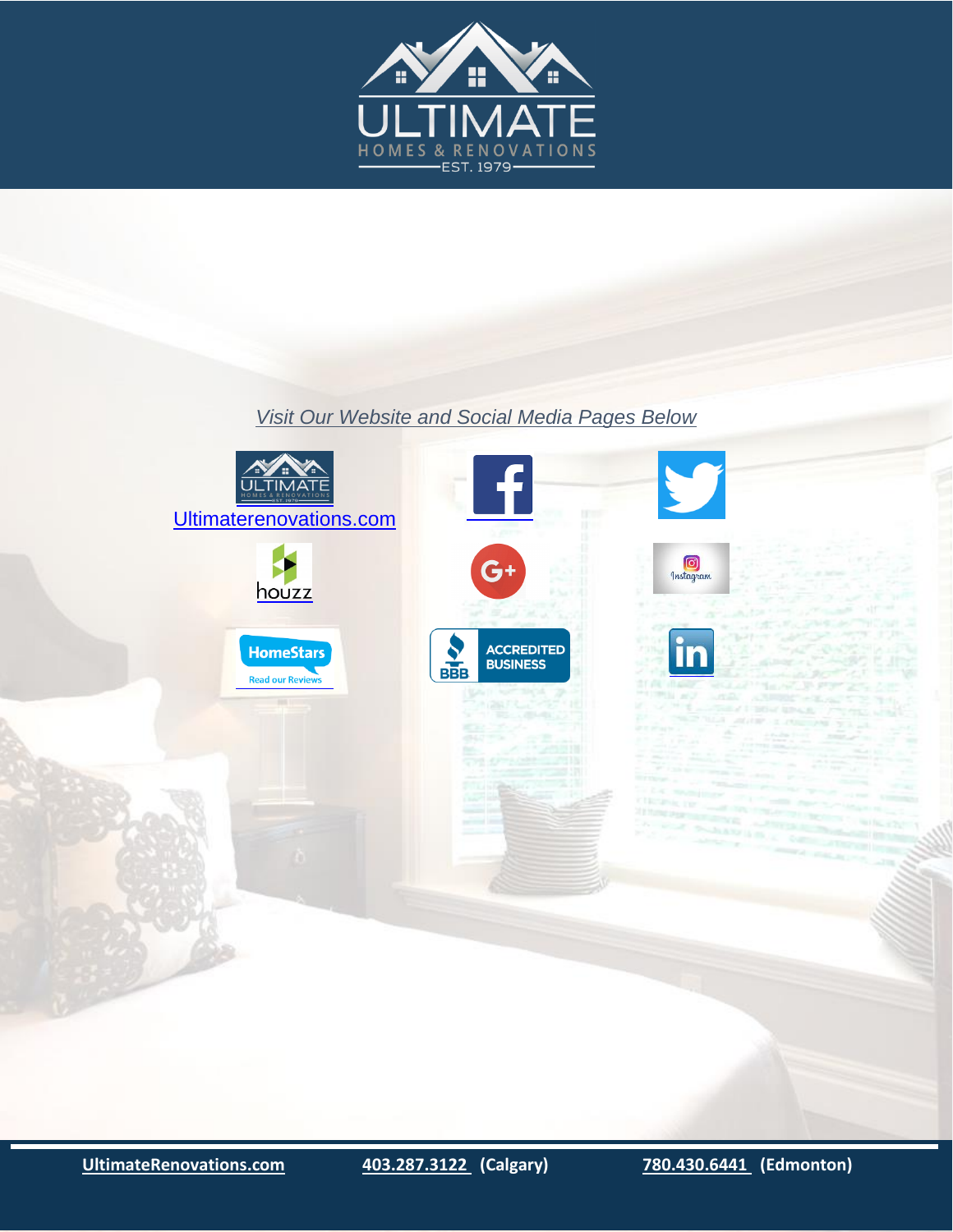*Visit Our Website and Social Media Pages Below*

Ultimaterenovations.com

UltimateRenovations.com 403.287.3122 (Calgary) 780.430.6441 (Edmonton)